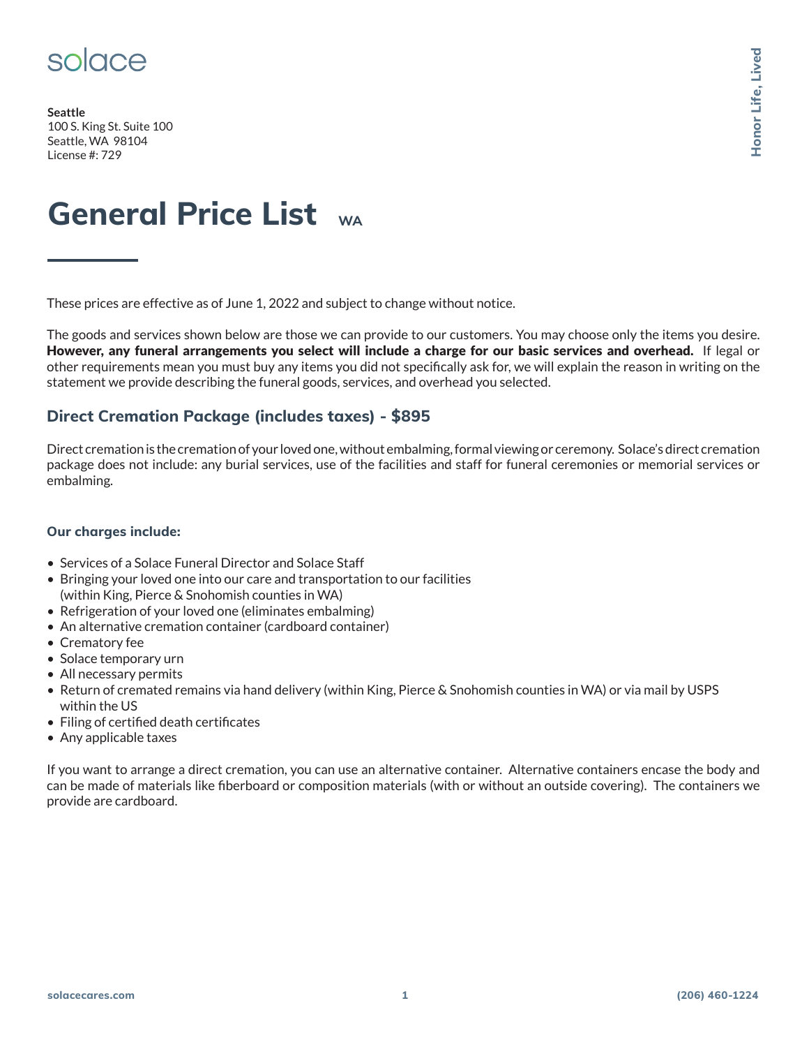solace

**Seattle**
100 S. King St. Suite 100
Seattle, WA 98104
License #: 729

Honor Life, Lived

# General Price List WA

These prices are effective as of June 1, 2022 and subject to change without notice.

The goods and services shown below are those we can provide to our customers. You may choose only the items you desire. **However, any funeral arrangements you select will include a charge for our basic services and overhead.** If legal or other requirements mean you must buy any items you did not specifically ask for, we will explain the reason in writing on the statement we provide describing the funeral goods, services, and overhead you selected.

## Direct Cremation Package (includes taxes) - $895

Direct cremation is the cremation of your loved one, without embalming, formal viewing or ceremony. Solace's direct cremation package does not include: any burial services, use of the facilities and staff for funeral ceremonies or memorial services or embalming.

### Our charges include:

- Services of a Solace Funeral Director and Solace Staff
- Bringing your loved one into our care and transportation to our facilities (within King, Pierce & Snohomish counties in WA)
- Refrigeration of your loved one (eliminates embalming)
- An alternative cremation container (cardboard container)
- Crematory fee
- Solace temporary urn
- All necessary permits
- Return of cremated remains via hand delivery (within King, Pierce & Snohomish counties in WA) or via mail by USPS within the US
- Filing of certified death certificates
- Any applicable taxes

If you want to arrange a direct cremation, you can use an alternative container. Alternative containers encase the body and can be made of materials like fiberboard or composition materials (with or without an outside covering). The containers we provide are cardboard.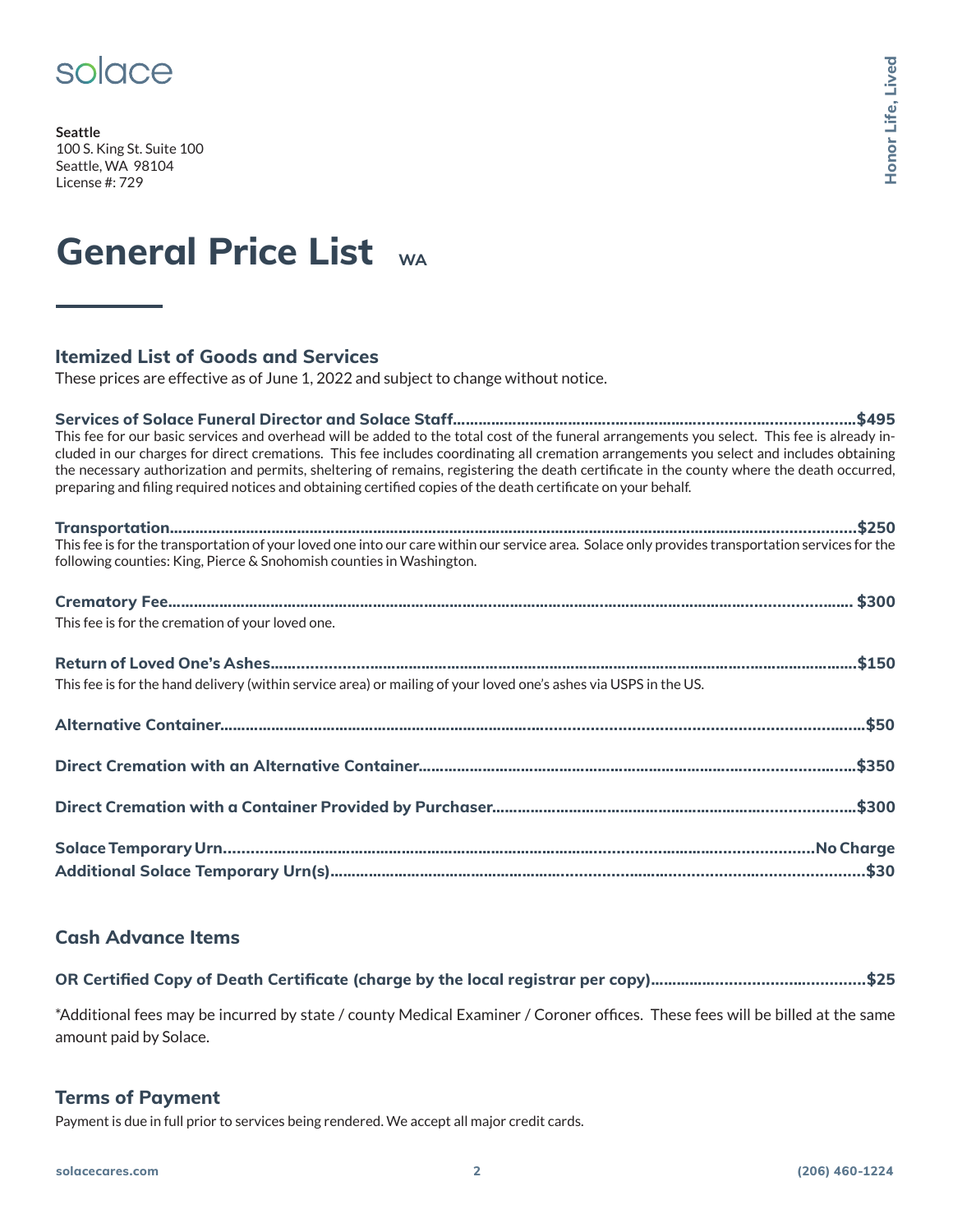solace

**Seattle**
100 S. King St. Suite 100
Seattle, WA 98104
License #: 729

Honor Life, Lived

# General Price List WA

## Itemized List of Goods and Services

These prices are effective as of June 1, 2022 and subject to change without notice.

**Services of Solace Funeral Director and Solace Staff....$495**
This fee for our basic services and overhead will be added to the total cost of the funeral arrangements you select. This fee is already included in our charges for direct cremations. This fee includes coordinating all cremation arrangements you select and includes obtaining the necessary authorization and permits, sheltering of remains, registering the death certificate in the county where the death occurred, preparing and filing required notices and obtaining certified copies of the death certificate on your behalf.

**Transportation....$250**
This fee is for the transportation of your loved one into our care within our service area. Solace only provides transportation services for the following counties: King, Pierce & Snohomish counties in Washington.

**Crematory Fee.... $300**
This fee is for the cremation of your loved one.

**Return of Loved One's Ashes....$150**
This fee is for the hand delivery (within service area) or mailing of your loved one's ashes via USPS in the US.

**Alternative Container....$50**

**Direct Cremation with an Alternative Container....$350**

**Direct Cremation with a Container Provided by Purchaser....$300**

**Solace Temporary Urn....No Charge**
**Additional Solace Temporary Urn(s)....$30**

## Cash Advance Items

**OR Certified Copy of Death Certificate (charge by the local registrar per copy)....$25**

*Additional fees may be incurred by state / county Medical Examiner / Coroner offices. These fees will be billed at the same amount paid by Solace.

## Terms of Payment

Payment is due in full prior to services being rendered. We accept all major credit cards.

solacecares.com (206) 460-1224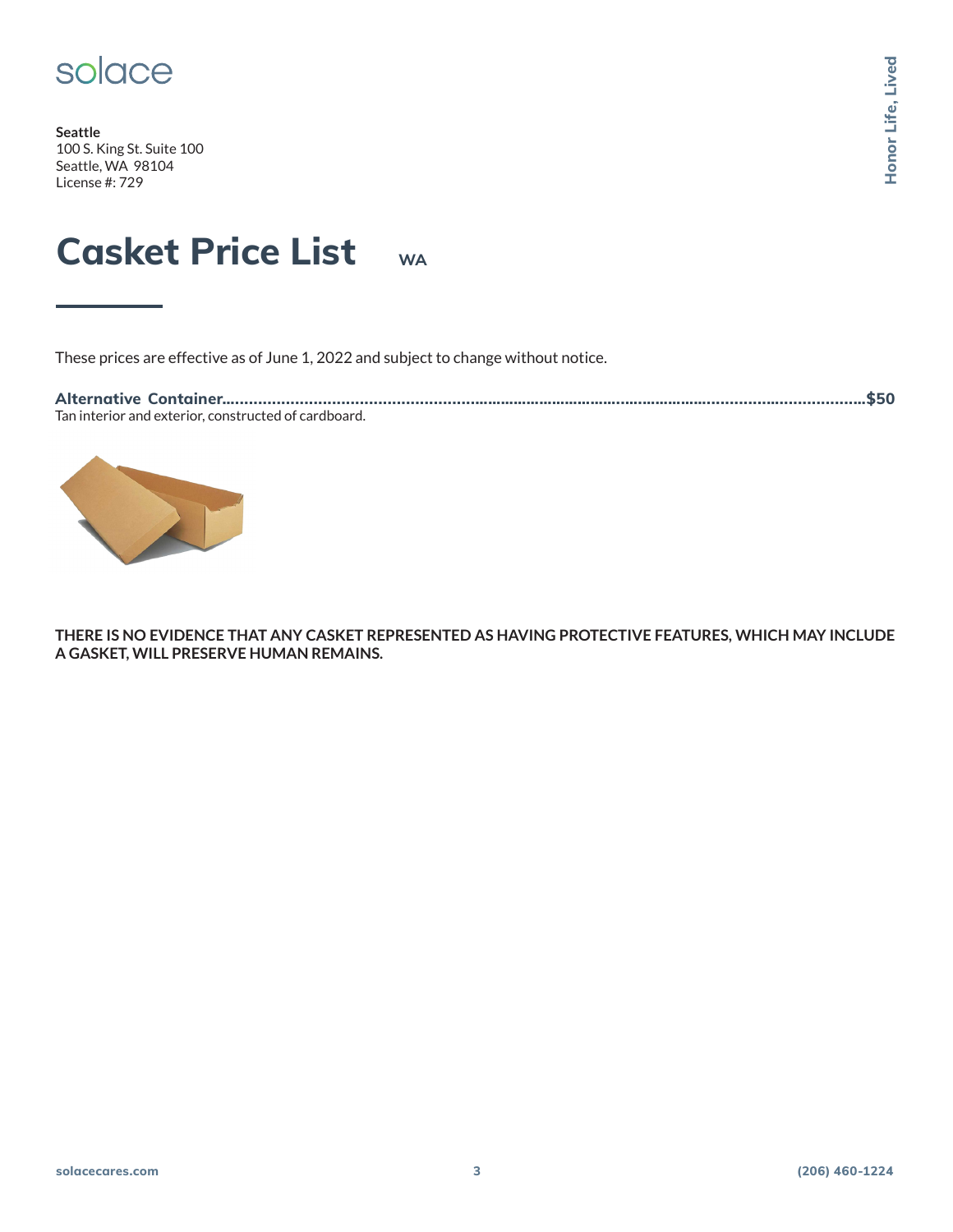solace

**Seattle**
100 S. King St. Suite 100
Seattle, WA 98104
License #: 729

Honor Life, Lived

# Casket Price List WA

These prices are effective as of June 1, 2022 and subject to change without notice.

**Alternative Container.......................................................$50**
Tan interior and exterior, constructed of cardboard.

**THERE IS NO EVIDENCE THAT ANY CASKET REPRESENTED AS HAVING PROTECTIVE FEATURES, WHICH MAY INCLUDE A GASKET, WILL PRESERVE HUMAN REMAINS.**

solacecares.com (206) 460-1224